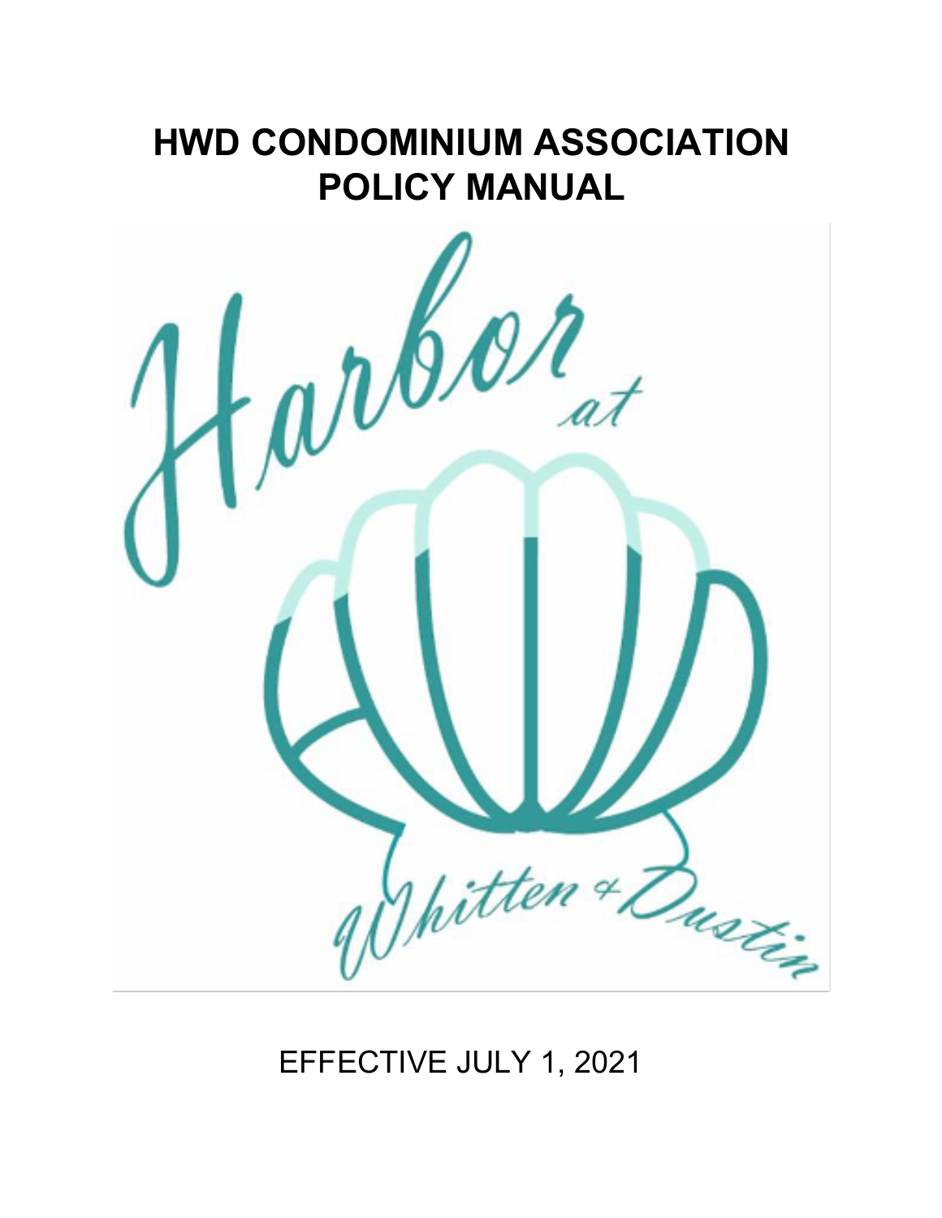# HWD CONDOMINIUM ASSOCIATION POLICY MANUAL

Harbor at Whitten & Dustin

EFFECTIVE JULY 1, 2021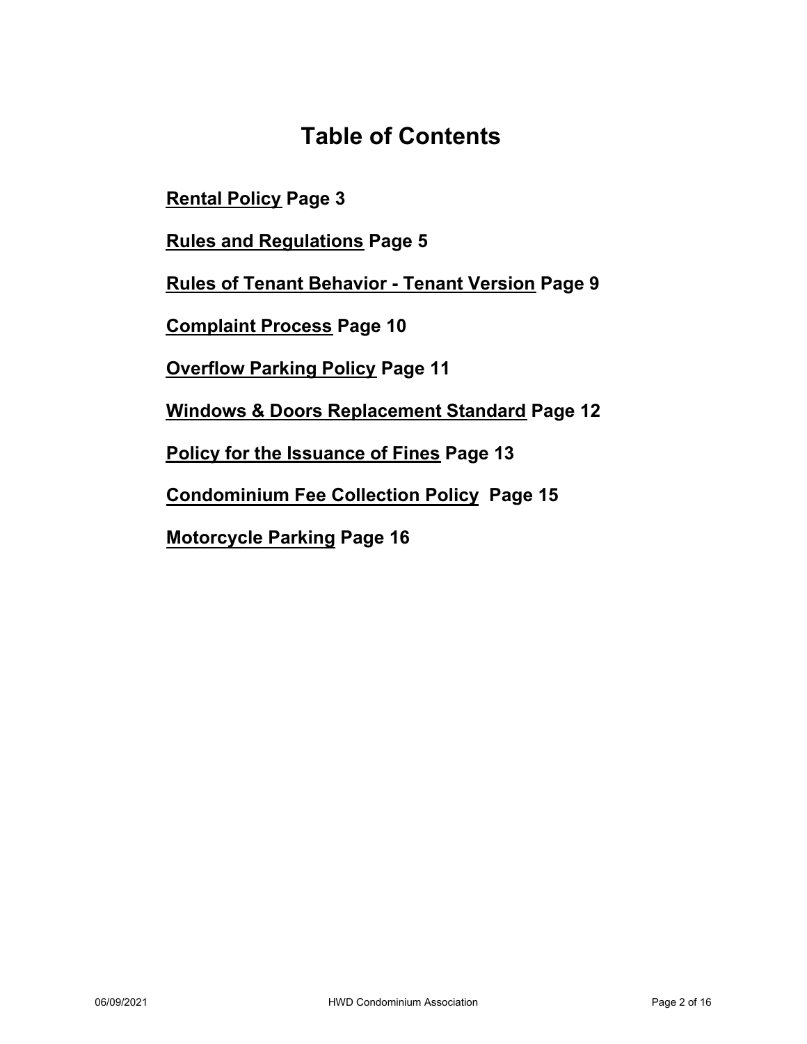# Table of Contents

**Rental Policy Page 3**

**Rules and Regulations Page 5**

**Rules of Tenant Behavior - Tenant Version Page 9**

**Complaint Process Page 10**

**Overflow Parking Policy Page 11**

**Windows & Doors Replacement Standard Page 12**

**Policy for the Issuance of Fines Page 13**

**Condominium Fee Collection Policy Page 15**

**Motorcycle Parking Page 16**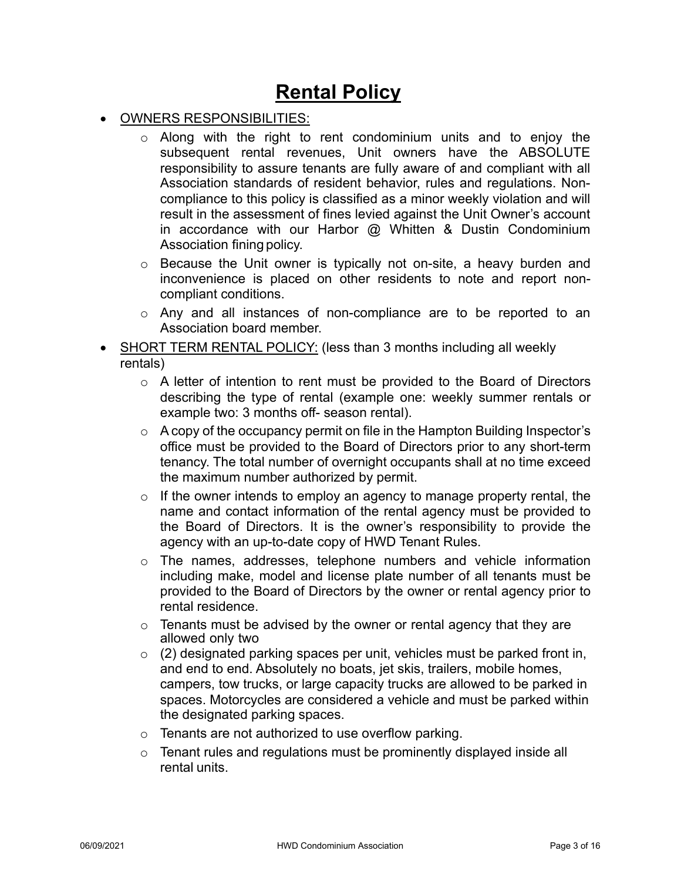// Rental Policy

- OWNERS RESPONSIBILITIES:
  - Along with the right to rent condominium units and to enjoy the subsequent rental revenues, Unit owners have the ABSOLUTE responsibility to assure tenants are fully aware of and compliant with all Association standards of resident behavior, rules and regulations. Non-compliance to this policy is classified as a minor weekly violation and will result in the assessment of fines levied against the Unit Owner's account in accordance with our Harbor @ Whitten & Dustin Condominium Association fining policy.
  - Because the Unit owner is typically not on-site, a heavy burden and inconvenience is placed on other residents to note and report non-compliant conditions.
  - Any and all instances of non-compliance are to be reported to an Association board member.
- SHORT TERM RENTAL POLICY: (less than 3 months including all weekly rentals)
  - A letter of intention to rent must be provided to the Board of Directors describing the type of rental (example one: weekly summer rentals or example two: 3 months off- season rental).
  - A copy of the occupancy permit on file in the Hampton Building Inspector's office must be provided to the Board of Directors prior to any short-term tenancy. The total number of overnight occupants shall at no time exceed the maximum number authorized by permit.
  - If the owner intends to employ an agency to manage property rental, the name and contact information of the rental agency must be provided to the Board of Directors. It is the owner's responsibility to provide the agency with an up-to-date copy of HWD Tenant Rules.
  - The names, addresses, telephone numbers and vehicle information including make, model and license plate number of all tenants must be provided to the Board of Directors by the owner or rental agency prior to rental residence.
  - Tenants must be advised by the owner or rental agency that they are allowed only two
  - (2) designated parking spaces per unit, vehicles must be parked front in, and end to end. Absolutely no boats, jet skis, trailers, mobile homes, campers, tow trucks, or large capacity trucks are allowed to be parked in spaces. Motorcycles are considered a vehicle and must be parked within the designated parking spaces.
  - Tenants are not authorized to use overflow parking.
  - Tenant rules and regulations must be prominently displayed inside all rental units.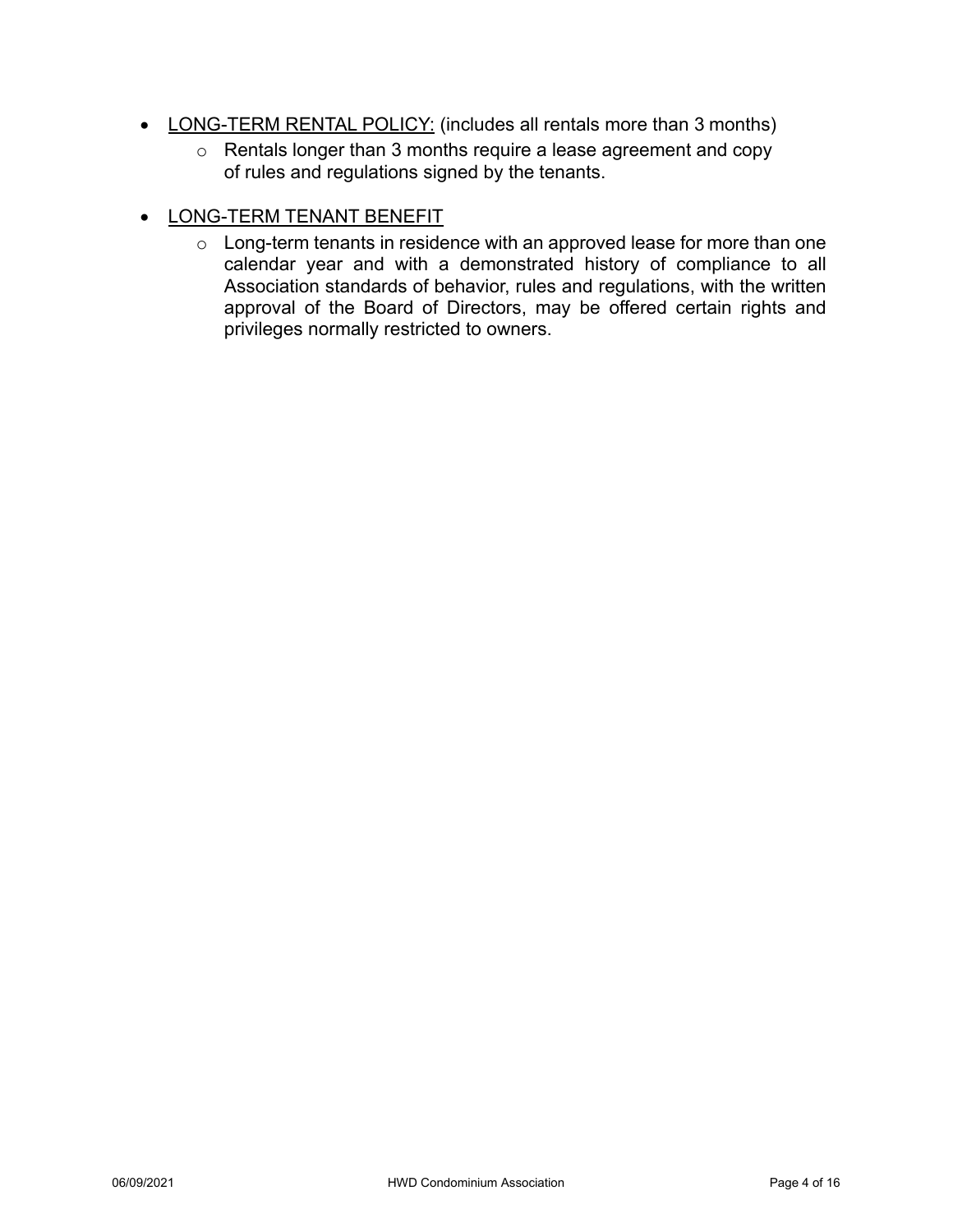- <u>LONG-TERM RENTAL POLICY:</u> (includes all rentals more than 3 months)
  - Rentals longer than 3 months require a lease agreement and copy of rules and regulations signed by the tenants.

- <u>LONG-TERM TENANT BENEFIT</u>
  - Long-term tenants in residence with an approved lease for more than one calendar year and with a demonstrated history of compliance to all Association standards of behavior, rules and regulations, with the written approval of the Board of Directors, may be offered certain rights and privileges normally restricted to owners.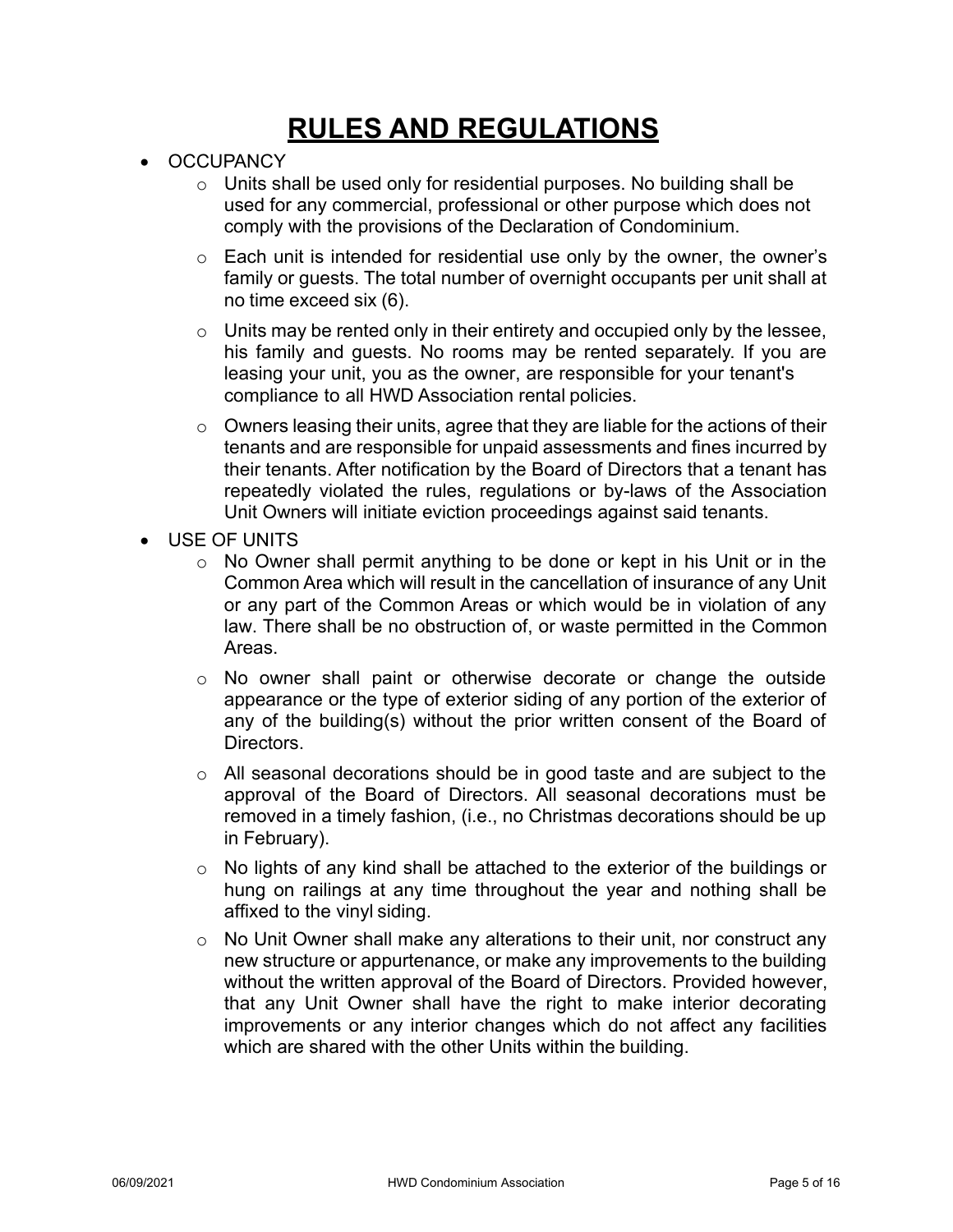# RULES AND REGULATIONS

- OCCUPANCY
  - Units shall be used only for residential purposes. No building shall be used for any commercial, professional or other purpose which does not comply with the provisions of the Declaration of Condominium.
  - Each unit is intended for residential use only by the owner, the owner's family or guests. The total number of overnight occupants per unit shall at no time exceed six (6).
  - Units may be rented only in their entirety and occupied only by the lessee, his family and guests. No rooms may be rented separately. If you are leasing your unit, you as the owner, are responsible for your tenant's compliance to all HWD Association rental policies.
  - Owners leasing their units, agree that they are liable for the actions of their tenants and are responsible for unpaid assessments and fines incurred by their tenants. After notification by the Board of Directors that a tenant has repeatedly violated the rules, regulations or by-laws of the Association Unit Owners will initiate eviction proceedings against said tenants.
- USE OF UNITS
  - No Owner shall permit anything to be done or kept in his Unit or in the Common Area which will result in the cancellation of insurance of any Unit or any part of the Common Areas or which would be in violation of any law. There shall be no obstruction of, or waste permitted in the Common Areas.
  - No owner shall paint or otherwise decorate or change the outside appearance or the type of exterior siding of any portion of the exterior of any of the building(s) without the prior written consent of the Board of Directors.
  - All seasonal decorations should be in good taste and are subject to the approval of the Board of Directors. All seasonal decorations must be removed in a timely fashion, (i.e., no Christmas decorations should be up in February).
  - No lights of any kind shall be attached to the exterior of the buildings or hung on railings at any time throughout the year and nothing shall be affixed to the vinyl siding.
  - No Unit Owner shall make any alterations to their unit, nor construct any new structure or appurtenance, or make any improvements to the building without the written approval of the Board of Directors. Provided however, that any Unit Owner shall have the right to make interior decorating improvements or any interior changes which do not affect any facilities which are shared with the other Units within the building.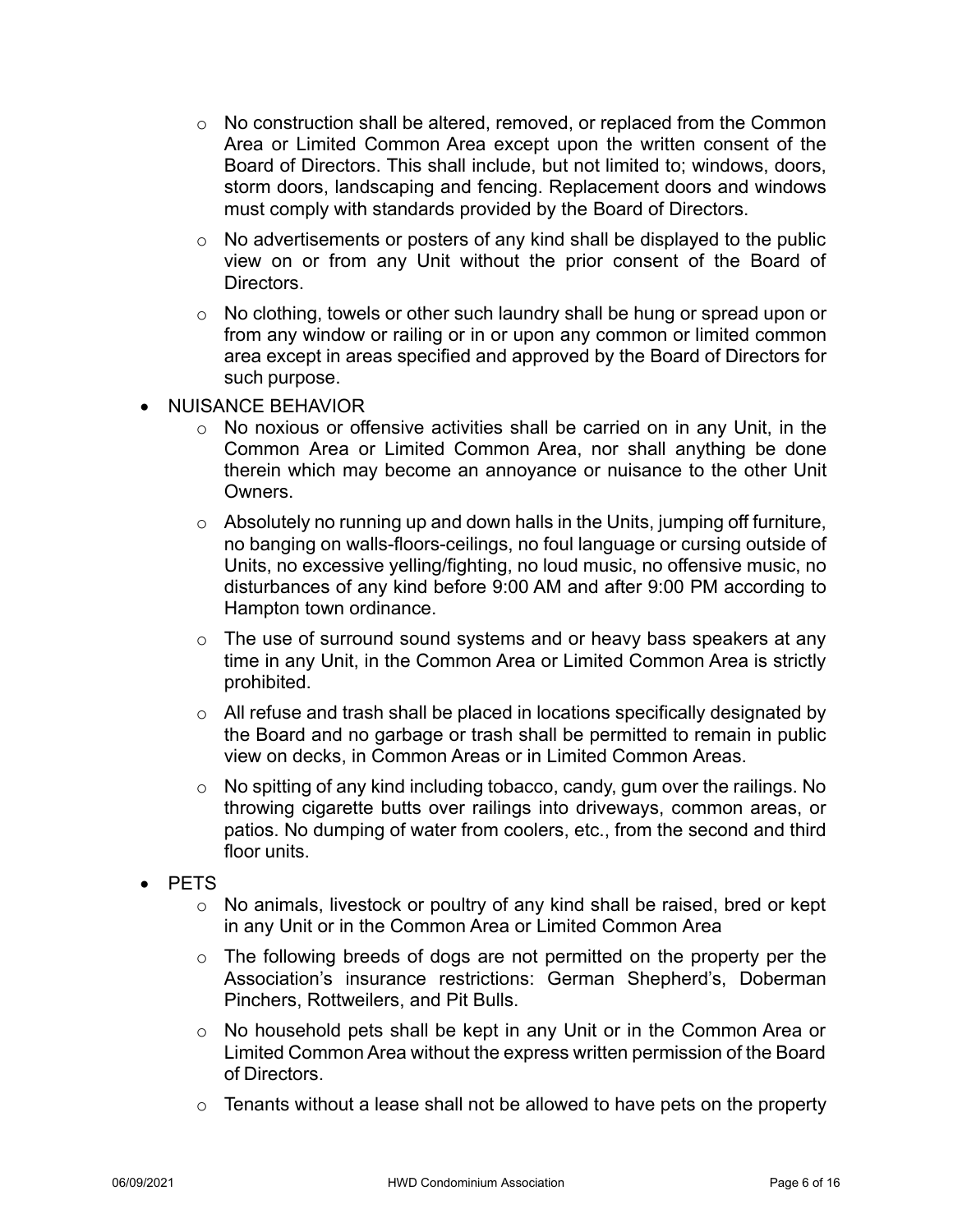- No construction shall be altered, removed, or replaced from the Common Area or Limited Common Area except upon the written consent of the Board of Directors. This shall include, but not limited to; windows, doors, storm doors, landscaping and fencing. Replacement doors and windows must comply with standards provided by the Board of Directors.
  - No advertisements or posters of any kind shall be displayed to the public view on or from any Unit without the prior consent of the Board of Directors.
  - No clothing, towels or other such laundry shall be hung or spread upon or from any window or railing or in or upon any common or limited common area except in areas specified and approved by the Board of Directors for such purpose.
- NUISANCE BEHAVIOR
  - No noxious or offensive activities shall be carried on in any Unit, in the Common Area or Limited Common Area, nor shall anything be done therein which may become an annoyance or nuisance to the other Unit Owners.
  - Absolutely no running up and down halls in the Units, jumping off furniture, no banging on walls-floors-ceilings, no foul language or cursing outside of Units, no excessive yelling/fighting, no loud music, no offensive music, no disturbances of any kind before 9:00 AM and after 9:00 PM according to Hampton town ordinance.
  - The use of surround sound systems and or heavy bass speakers at any time in any Unit, in the Common Area or Limited Common Area is strictly prohibited.
  - All refuse and trash shall be placed in locations specifically designated by the Board and no garbage or trash shall be permitted to remain in public view on decks, in Common Areas or in Limited Common Areas.
  - No spitting of any kind including tobacco, candy, gum over the railings. No throwing cigarette butts over railings into driveways, common areas, or patios. No dumping of water from coolers, etc., from the second and third floor units.
- PETS
  - No animals, livestock or poultry of any kind shall be raised, bred or kept in any Unit or in the Common Area or Limited Common Area
  - The following breeds of dogs are not permitted on the property per the Association's insurance restrictions: German Shepherd's, Doberman Pinchers, Rottweilers, and Pit Bulls.
  - No household pets shall be kept in any Unit or in the Common Area or Limited Common Area without the express written permission of the Board of Directors.
  - Tenants without a lease shall not be allowed to have pets on the property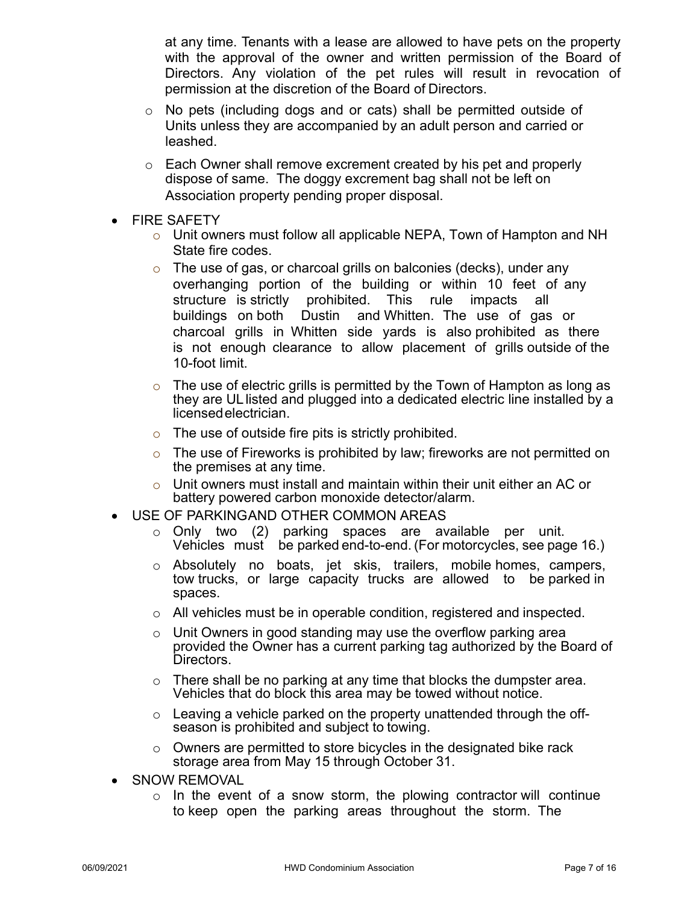at any time. Tenants with a lease are allowed to have pets on the property with the approval of the owner and written permission of the Board of Directors. Any violation of the pet rules will result in revocation of permission at the discretion of the Board of Directors.

- No pets (including dogs and or cats) shall be permitted outside of Units unless they are accompanied by an adult person and carried or leashed.
- Each Owner shall remove excrement created by his pet and properly dispose of same. The doggy excrement bag shall not be left on Association property pending proper disposal.

- FIRE SAFETY
  - Unit owners must follow all applicable NEPA, Town of Hampton and NH State fire codes.
  - The use of gas, or charcoal grills on balconies (decks), under any overhanging portion of the building or within 10 feet of any structure is strictly prohibited. This rule impacts all buildings on both Dustin and Whitten. The use of gas or charcoal grills in Whitten side yards is also prohibited as there is not enough clearance to allow placement of grills outside of the 10-foot limit.
  - The use of electric grills is permitted by the Town of Hampton as long as they are UL listed and plugged into a dedicated electric line installed by a licensed electrician.
  - The use of outside fire pits is strictly prohibited.
  - The use of Fireworks is prohibited by law; fireworks are not permitted on the premises at any time.
  - Unit owners must install and maintain within their unit either an AC or battery powered carbon monoxide detector/alarm.
- USE OF PARKINGAND OTHER COMMON AREAS
  - Only two (2) parking spaces are available per unit. Vehicles must be parked end-to-end. (For motorcycles, see page 16.)
  - Absolutely no boats, jet skis, trailers, mobile homes, campers, tow trucks, or large capacity trucks are allowed to be parked in spaces.
  - All vehicles must be in operable condition, registered and inspected.
  - Unit Owners in good standing may use the overflow parking area provided the Owner has a current parking tag authorized by the Board of Directors.
  - There shall be no parking at any time that blocks the dumpster area. Vehicles that do block this area may be towed without notice.
  - Leaving a vehicle parked on the property unattended through the off-season is prohibited and subject to towing.
  - Owners are permitted to store bicycles in the designated bike rack storage area from May 15 through October 31.
- SNOW REMOVAL
  - In the event of a snow storm, the plowing contractor will continue to keep open the parking areas throughout the storm. The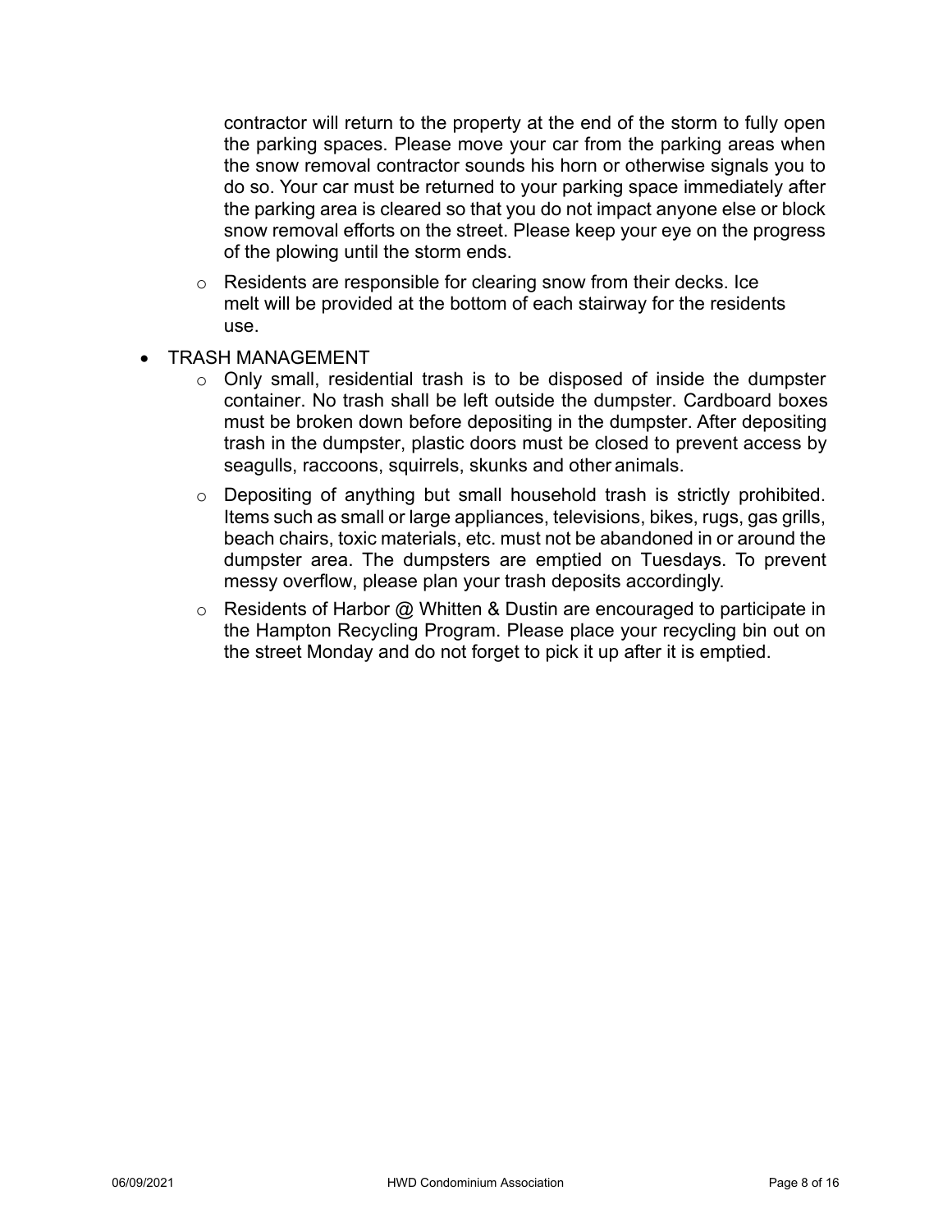contractor will return to the property at the end of the storm to fully open the parking spaces. Please move your car from the parking areas when the snow removal contractor sounds his horn or otherwise signals you to do so. Your car must be returned to your parking space immediately after the parking area is cleared so that you do not impact anyone else or block snow removal efforts on the street. Please keep your eye on the progress of the plowing until the storm ends.

  - Residents are responsible for clearing snow from their decks. Ice melt will be provided at the bottom of each stairway for the residents use.

- TRASH MANAGEMENT
  - Only small, residential trash is to be disposed of inside the dumpster container. No trash shall be left outside the dumpster. Cardboard boxes must be broken down before depositing in the dumpster. After depositing trash in the dumpster, plastic doors must be closed to prevent access by seagulls, raccoons, squirrels, skunks and other animals.
  - Depositing of anything but small household trash is strictly prohibited. Items such as small or large appliances, televisions, bikes, rugs, gas grills, beach chairs, toxic materials, etc. must not be abandoned in or around the dumpster area. The dumpsters are emptied on Tuesdays. To prevent messy overflow, please plan your trash deposits accordingly.
  - Residents of Harbor @ Whitten & Dustin are encouraged to participate in the Hampton Recycling Program. Please place your recycling bin out on the street Monday and do not forget to pick it up after it is emptied.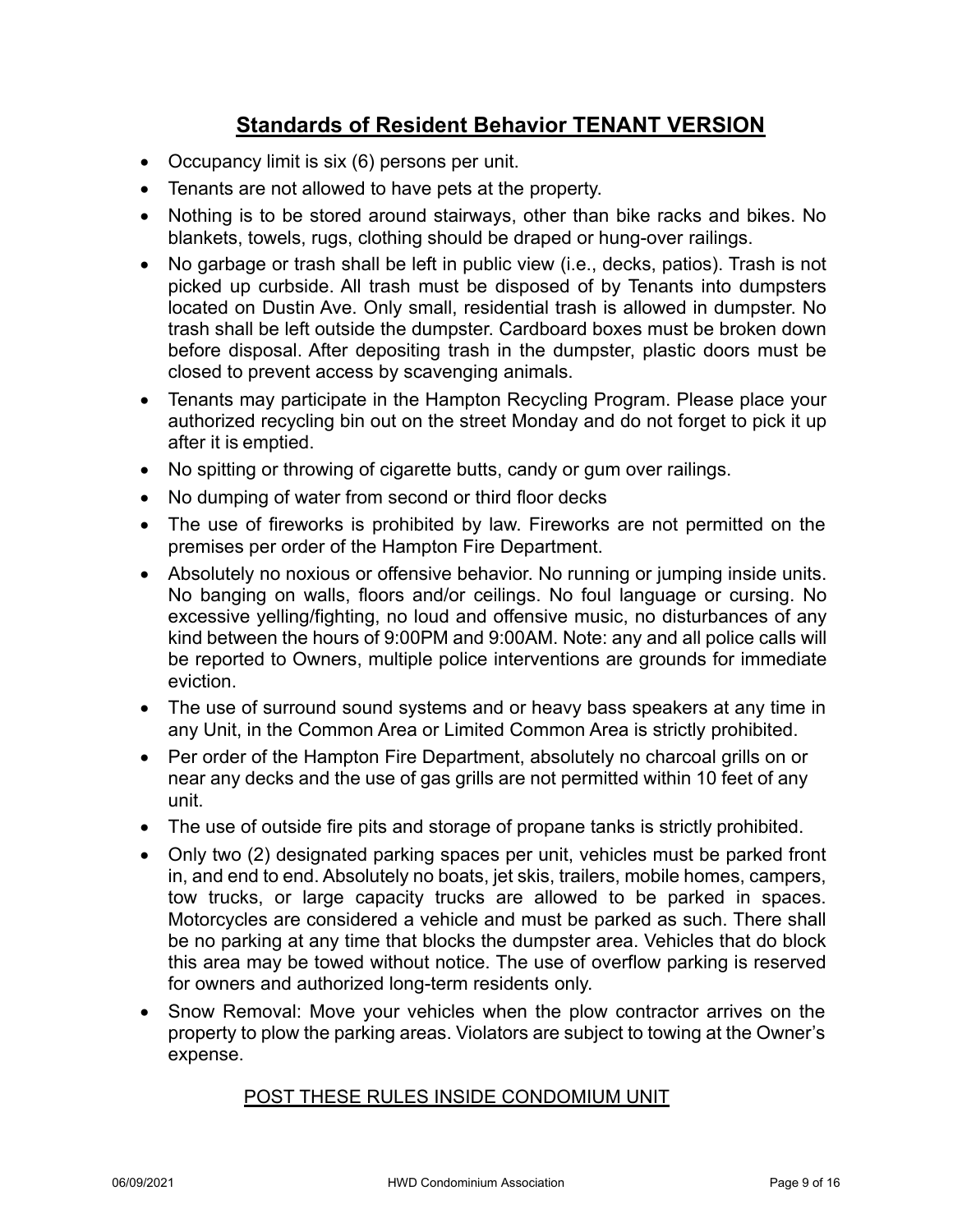## Standards of Resident Behavior TENANT VERSION

- Occupancy limit is six (6) persons per unit.
- Tenants are not allowed to have pets at the property.
- Nothing is to be stored around stairways, other than bike racks and bikes. No blankets, towels, rugs, clothing should be draped or hung-over railings.
- No garbage or trash shall be left in public view (i.e., decks, patios). Trash is not picked up curbside. All trash must be disposed of by Tenants into dumpsters located on Dustin Ave. Only small, residential trash is allowed in dumpster. No trash shall be left outside the dumpster. Cardboard boxes must be broken down before disposal. After depositing trash in the dumpster, plastic doors must be closed to prevent access by scavenging animals.
- Tenants may participate in the Hampton Recycling Program. Please place your authorized recycling bin out on the street Monday and do not forget to pick it up after it is emptied.
- No spitting or throwing of cigarette butts, candy or gum over railings.
- No dumping of water from second or third floor decks
- The use of fireworks is prohibited by law. Fireworks are not permitted on the premises per order of the Hampton Fire Department.
- Absolutely no noxious or offensive behavior. No running or jumping inside units. No banging on walls, floors and/or ceilings. No foul language or cursing. No excessive yelling/fighting, no loud and offensive music, no disturbances of any kind between the hours of 9:00PM and 9:00AM. Note: any and all police calls will be reported to Owners, multiple police interventions are grounds for immediate eviction.
- The use of surround sound systems and or heavy bass speakers at any time in any Unit, in the Common Area or Limited Common Area is strictly prohibited.
- Per order of the Hampton Fire Department, absolutely no charcoal grills on or near any decks and the use of gas grills are not permitted within 10 feet of any unit.
- The use of outside fire pits and storage of propane tanks is strictly prohibited.
- Only two (2) designated parking spaces per unit, vehicles must be parked front in, and end to end. Absolutely no boats, jet skis, trailers, mobile homes, campers, tow trucks, or large capacity trucks are allowed to be parked in spaces. Motorcycles are considered a vehicle and must be parked as such. There shall be no parking at any time that blocks the dumpster area. Vehicles that do block this area may be towed without notice. The use of overflow parking is reserved for owners and authorized long-term residents only.
- Snow Removal: Move your vehicles when the plow contractor arrives on the property to plow the parking areas. Violators are subject to towing at the Owner's expense.

POST THESE RULES INSIDE CONDOMIUM UNIT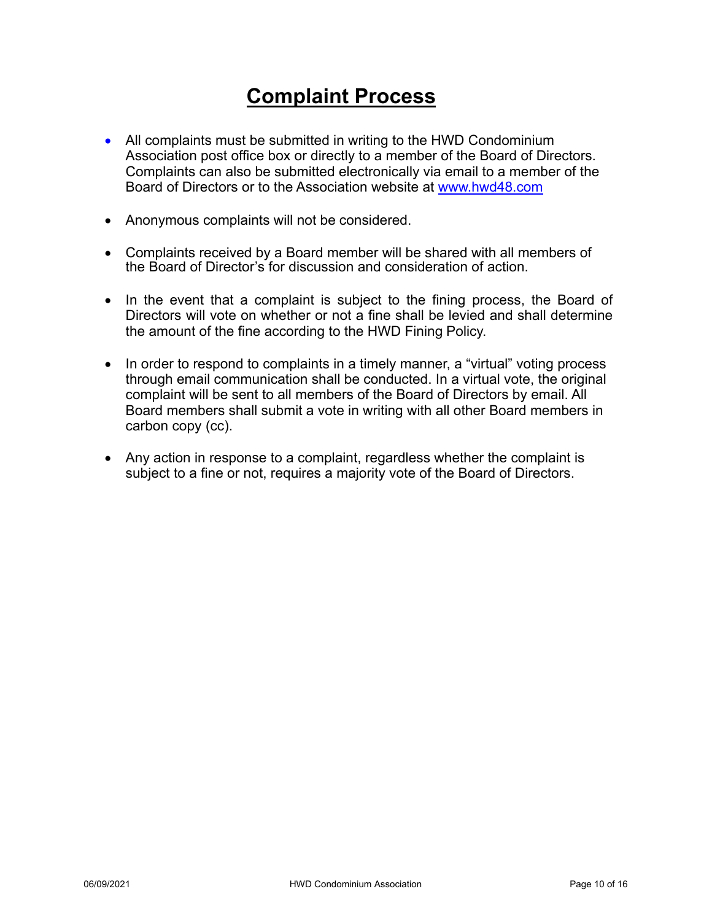# Complaint Process

- All complaints must be submitted in writing to the HWD Condominium Association post office box or directly to a member of the Board of Directors. Complaints can also be submitted electronically via email to a member of the Board of Directors or to the Association website at www.hwd48.com

- Anonymous complaints will not be considered.

- Complaints received by a Board member will be shared with all members of the Board of Director's for discussion and consideration of action.

- In the event that a complaint is subject to the fining process, the Board of Directors will vote on whether or not a fine shall be levied and shall determine the amount of the fine according to the HWD Fining Policy.

- In order to respond to complaints in a timely manner, a "virtual" voting process through email communication shall be conducted. In a virtual vote, the original complaint will be sent to all members of the Board of Directors by email. All Board members shall submit a vote in writing with all other Board members in carbon copy (cc).

- Any action in response to a complaint, regardless whether the complaint is subject to a fine or not, requires a majority vote of the Board of Directors.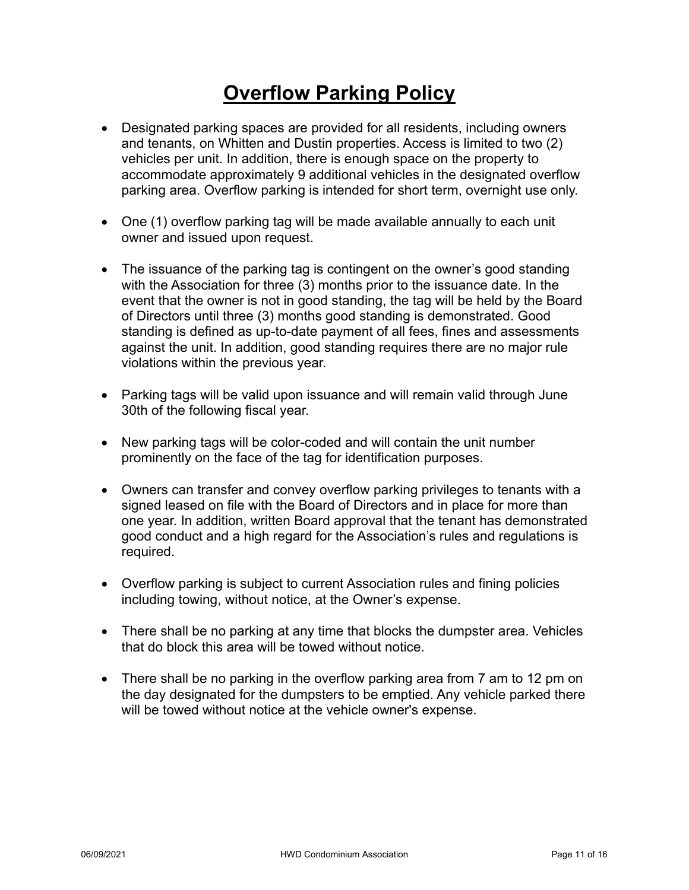# Overflow Parking Policy

- Designated parking spaces are provided for all residents, including owners and tenants, on Whitten and Dustin properties. Access is limited to two (2) vehicles per unit. In addition, there is enough space on the property to accommodate approximately 9 additional vehicles in the designated overflow parking area. Overflow parking is intended for short term, overnight use only.

- One (1) overflow parking tag will be made available annually to each unit owner and issued upon request.

- The issuance of the parking tag is contingent on the owner's good standing with the Association for three (3) months prior to the issuance date. In the event that the owner is not in good standing, the tag will be held by the Board of Directors until three (3) months good standing is demonstrated. Good standing is defined as up-to-date payment of all fees, fines and assessments against the unit. In addition, good standing requires there are no major rule violations within the previous year.

- Parking tags will be valid upon issuance and will remain valid through June 30th of the following fiscal year.

- New parking tags will be color-coded and will contain the unit number prominently on the face of the tag for identification purposes.

- Owners can transfer and convey overflow parking privileges to tenants with a signed leased on file with the Board of Directors and in place for more than one year. In addition, written Board approval that the tenant has demonstrated good conduct and a high regard for the Association's rules and regulations is required.

- Overflow parking is subject to current Association rules and fining policies including towing, without notice, at the Owner's expense.

- There shall be no parking at any time that blocks the dumpster area. Vehicles that do block this area will be towed without notice.

- There shall be no parking in the overflow parking area from 7 am to 12 pm on the day designated for the dumpsters to be emptied. Any vehicle parked there will be towed without notice at the vehicle owner's expense.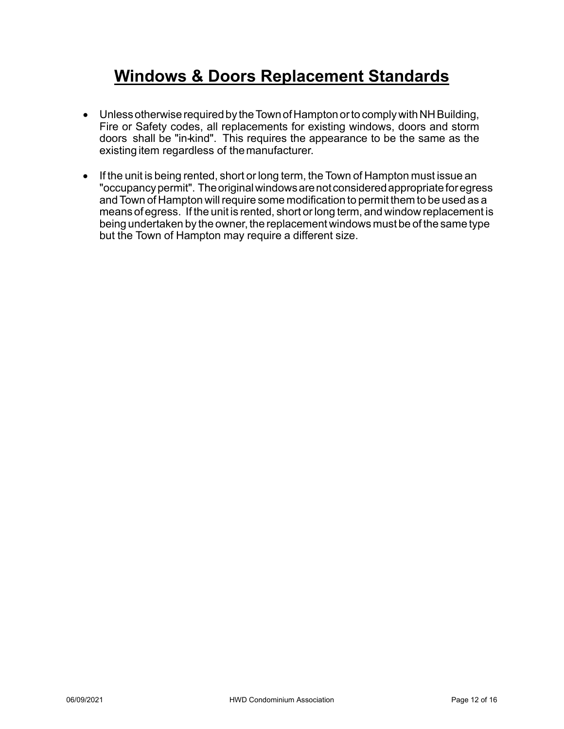# Windows & Doors Replacement Standards

- Unless otherwise required by the Town of Hampton or to comply with NH Building, Fire or Safety codes, all replacements for existing windows, doors and storm doors shall be "in-kind". This requires the appearance to be the same as the existing item regardless of the manufacturer.

- If the unit is being rented, short or long term, the Town of Hampton must issue an "occupancy permit". The original windows are not considered appropriate for egress and Town of Hampton will require some modification to permit them to be used as a means of egress. If the unit is rented, short or long term, and window replacement is being undertaken by the owner, the replacement windows must be of the same type but the Town of Hampton may require a different size.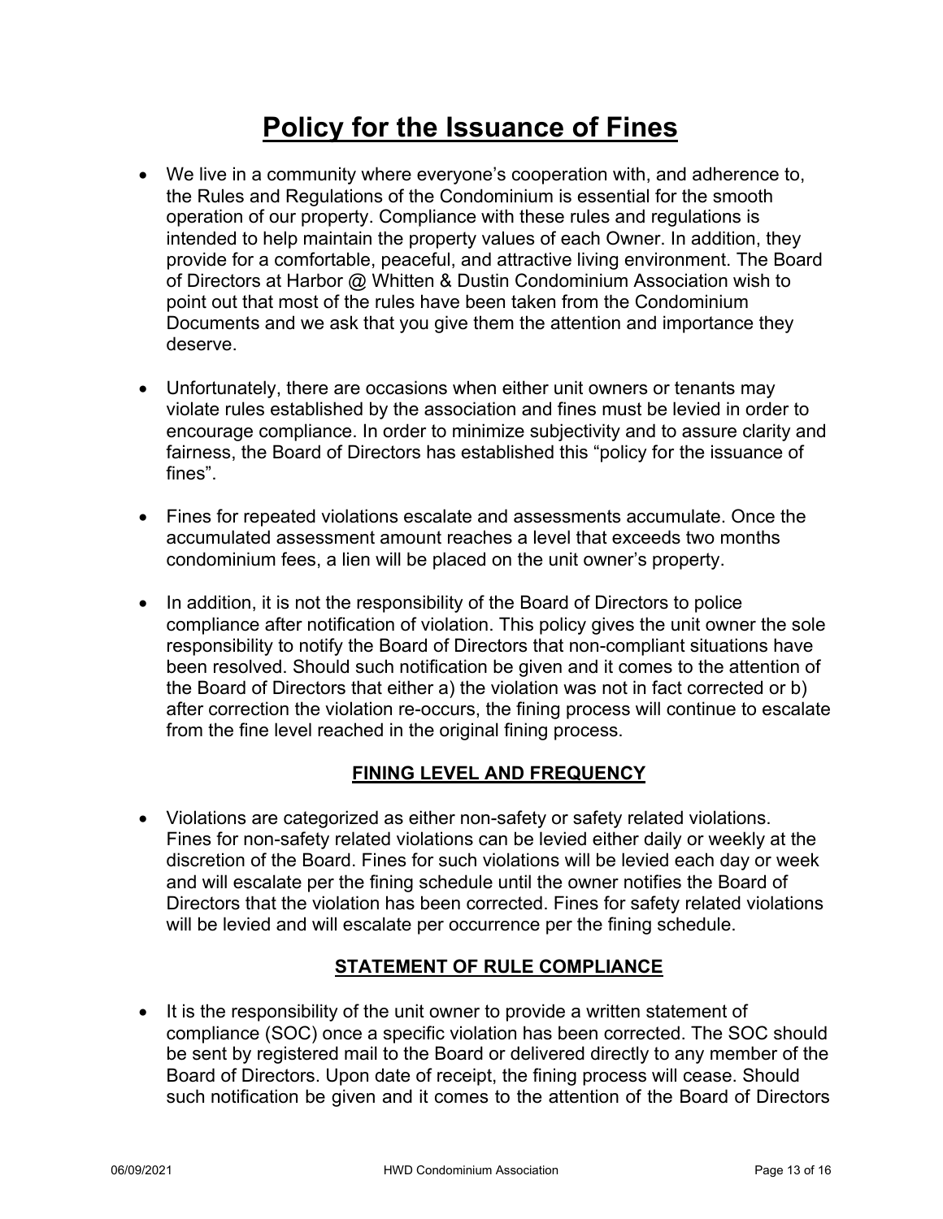# Policy for the Issuance of Fines

- We live in a community where everyone's cooperation with, and adherence to, the Rules and Regulations of the Condominium is essential for the smooth operation of our property. Compliance with these rules and regulations is intended to help maintain the property values of each Owner. In addition, they provide for a comfortable, peaceful, and attractive living environment. The Board of Directors at Harbor @ Whitten & Dustin Condominium Association wish to point out that most of the rules have been taken from the Condominium Documents and we ask that you give them the attention and importance they deserve.

- Unfortunately, there are occasions when either unit owners or tenants may violate rules established by the association and fines must be levied in order to encourage compliance. In order to minimize subjectivity and to assure clarity and fairness, the Board of Directors has established this "policy for the issuance of fines".

- Fines for repeated violations escalate and assessments accumulate. Once the accumulated assessment amount reaches a level that exceeds two months condominium fees, a lien will be placed on the unit owner's property.

- In addition, it is not the responsibility of the Board of Directors to police compliance after notification of violation. This policy gives the unit owner the sole responsibility to notify the Board of Directors that non-compliant situations have been resolved. Should such notification be given and it comes to the attention of the Board of Directors that either a) the violation was not in fact corrected or b) after correction the violation re-occurs, the fining process will continue to escalate from the fine level reached in the original fining process.

## FINING LEVEL AND FREQUENCY

- Violations are categorized as either non-safety or safety related violations. Fines for non-safety related violations can be levied either daily or weekly at the discretion of the Board. Fines for such violations will be levied each day or week and will escalate per the fining schedule until the owner notifies the Board of Directors that the violation has been corrected. Fines for safety related violations will be levied and will escalate per occurrence per the fining schedule.

## STATEMENT OF RULE COMPLIANCE

- It is the responsibility of the unit owner to provide a written statement of compliance (SOC) once a specific violation has been corrected. The SOC should be sent by registered mail to the Board or delivered directly to any member of the Board of Directors. Upon date of receipt, the fining process will cease. Should such notification be given and it comes to the attention of the Board of Directors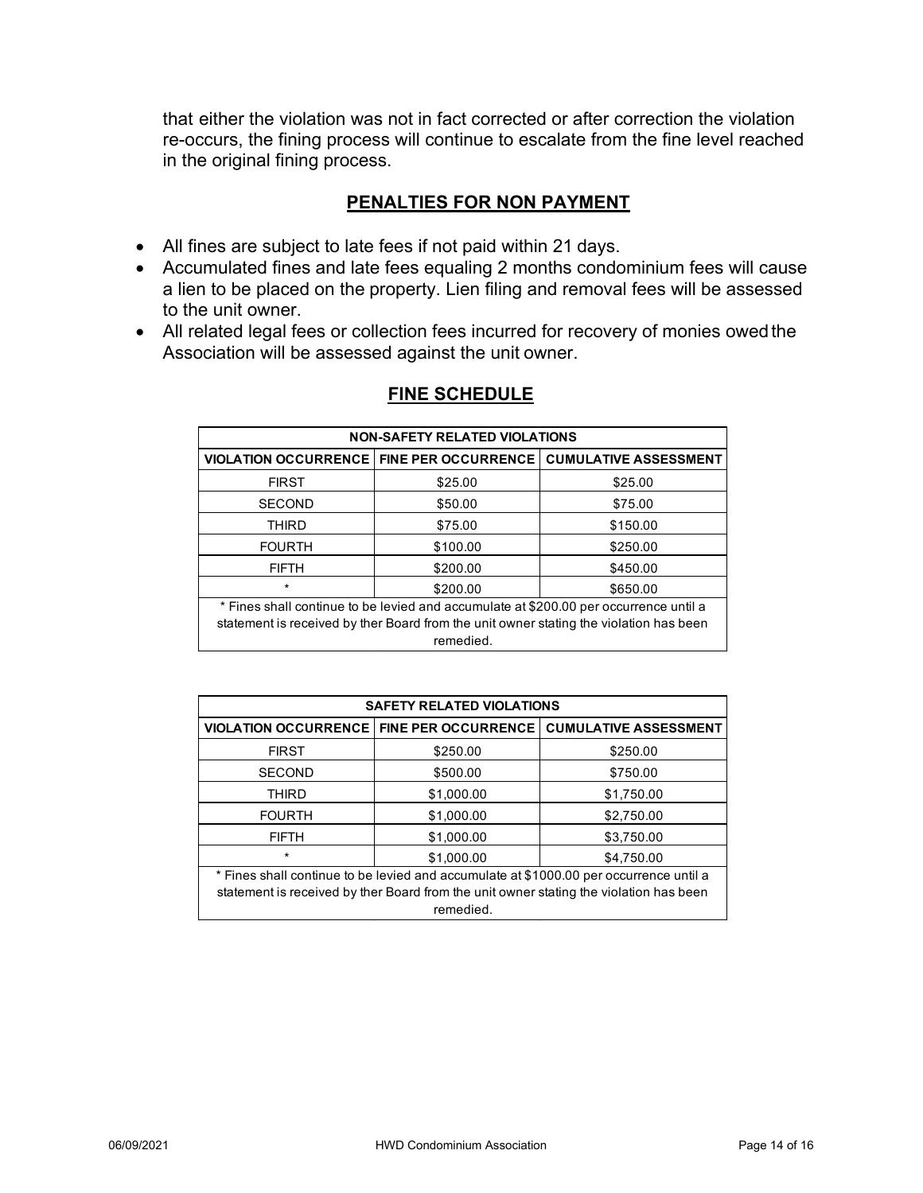that either the violation was not in fact corrected or after correction the violation re-occurs, the fining process will continue to escalate from the fine level reached in the original fining process.

## PENALTIES FOR NON PAYMENT

- All fines are subject to late fees if not paid within 21 days.
- Accumulated fines and late fees equaling 2 months condominium fees will cause a lien to be placed on the property. Lien filing and removal fees will be assessed to the unit owner.
- All related legal fees or collection fees incurred for recovery of monies owed the Association will be assessed against the unit owner.

## FINE SCHEDULE

| NON-SAFETY RELATED VIOLATIONS | | |
|---|---|---|
| **VIOLATION OCCURRENCE** | **FINE PER OCCURRENCE** | **CUMULATIVE ASSESSMENT** |
| FIRST | $25.00 | $25.00 |
| SECOND | $50.00 | $75.00 |
| THIRD | $75.00 | $150.00 |
| FOURTH | $100.00 | $250.00 |
| FIFTH | $200.00 | $450.00 |
| * | $200.00 | $650.00 |
| * Fines shall continue to be levied and accumulate at $200.00 per occurrence until a statement is received by ther Board from the unit owner stating the violation has been remedied. | | |

| SAFETY RELATED VIOLATIONS | | |
|---|---|---|
| **VIOLATION OCCURRENCE** | **FINE PER OCCURRENCE** | **CUMULATIVE ASSESSMENT** |
| FIRST | $250.00 | $250.00 |
| SECOND | $500.00 | $750.00 |
| THIRD | $1,000.00 | $1,750.00 |
| FOURTH | $1,000.00 | $2,750.00 |
| FIFTH | $1,000.00 | $3,750.00 |
| * | $1,000.00 | $4,750.00 |
| * Fines shall continue to be levied and accumulate at $1000.00 per occurrence until a statement is received by ther Board from the unit owner stating the violation has been remedied. | | |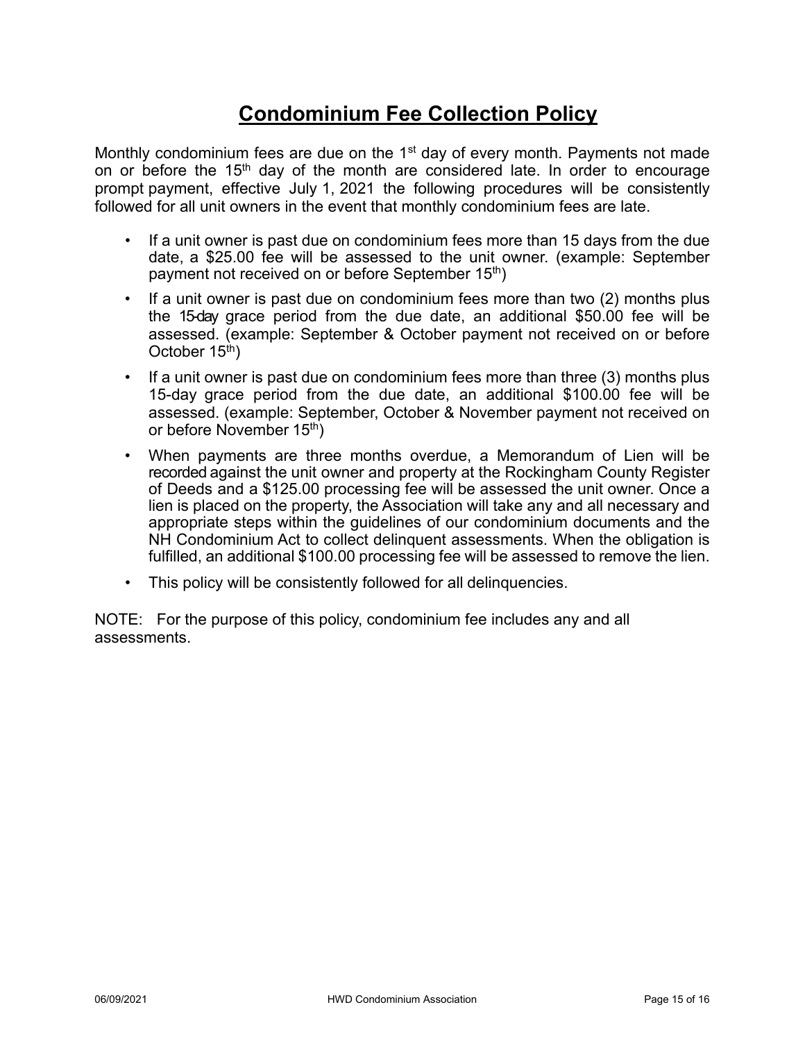# Condominium Fee Collection Policy

Monthly condominium fees are due on the 1st day of every month. Payments not made on or before the 15th day of the month are considered late. In order to encourage prompt payment, effective July 1, 2021 the following procedures will be consistently followed for all unit owners in the event that monthly condominium fees are late.

- If a unit owner is past due on condominium fees more than 15 days from the due date, a $25.00 fee will be assessed to the unit owner. (example: September payment not received on or before September 15th)
- If a unit owner is past due on condominium fees more than two (2) months plus the 15-day grace period from the due date, an additional $50.00 fee will be assessed. (example: September & October payment not received on or before October 15th)
- If a unit owner is past due on condominium fees more than three (3) months plus 15-day grace period from the due date, an additional $100.00 fee will be assessed. (example: September, October & November payment not received on or before November 15th)
- When payments are three months overdue, a Memorandum of Lien will be recorded against the unit owner and property at the Rockingham County Register of Deeds and a $125.00 processing fee will be assessed the unit owner. Once a lien is placed on the property, the Association will take any and all necessary and appropriate steps within the guidelines of our condominium documents and the NH Condominium Act to collect delinquent assessments. When the obligation is fulfilled, an additional $100.00 processing fee will be assessed to remove the lien.
- This policy will be consistently followed for all delinquencies.

NOTE: For the purpose of this policy, condominium fee includes any and all assessments.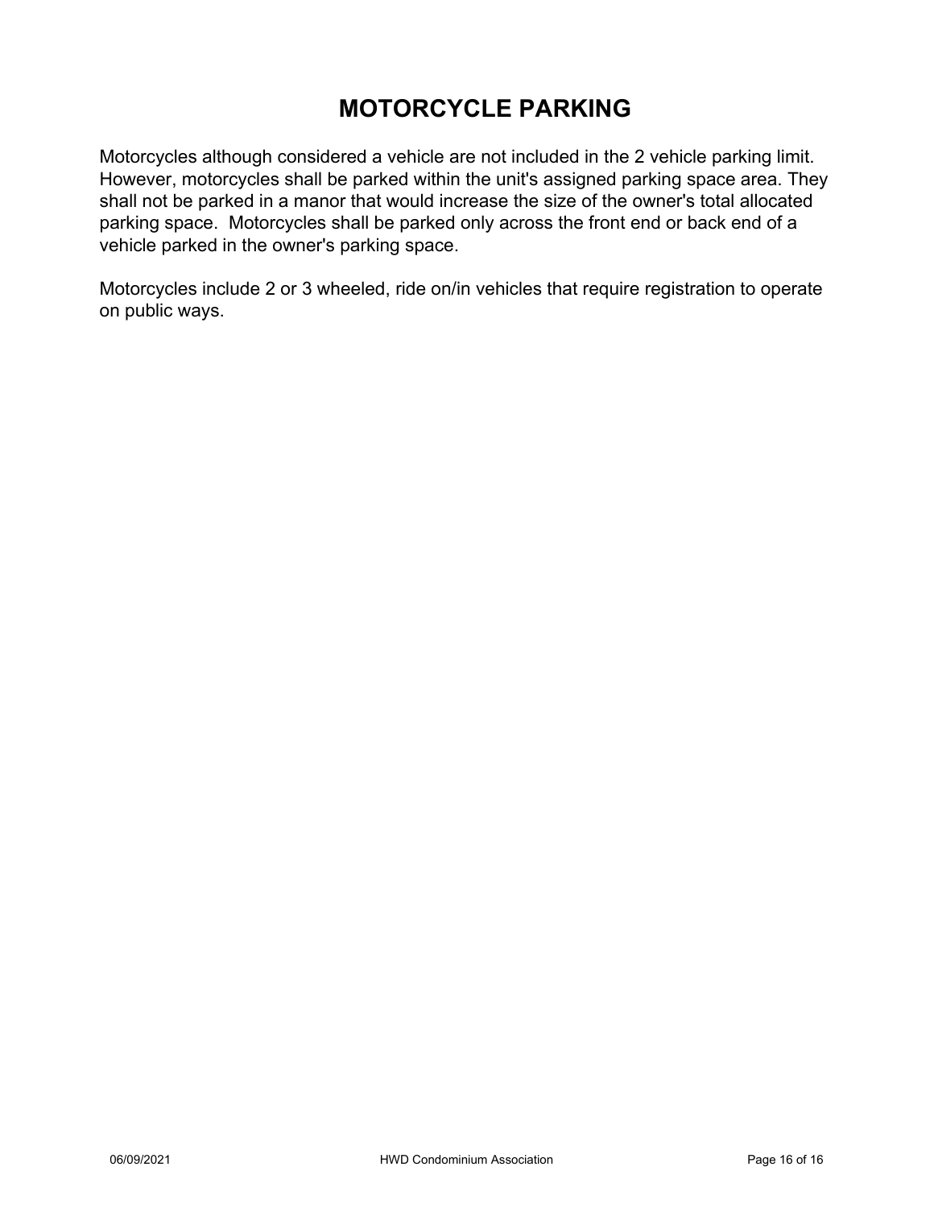# MOTORCYCLE PARKING

Motorcycles although considered a vehicle are not included in the 2 vehicle parking limit. However, motorcycles shall be parked within the unit's assigned parking space area. They shall not be parked in a manor that would increase the size of the owner's total allocated parking space. Motorcycles shall be parked only across the front end or back end of a vehicle parked in the owner's parking space.

Motorcycles include 2 or 3 wheeled, ride on/in vehicles that require registration to operate on public ways.